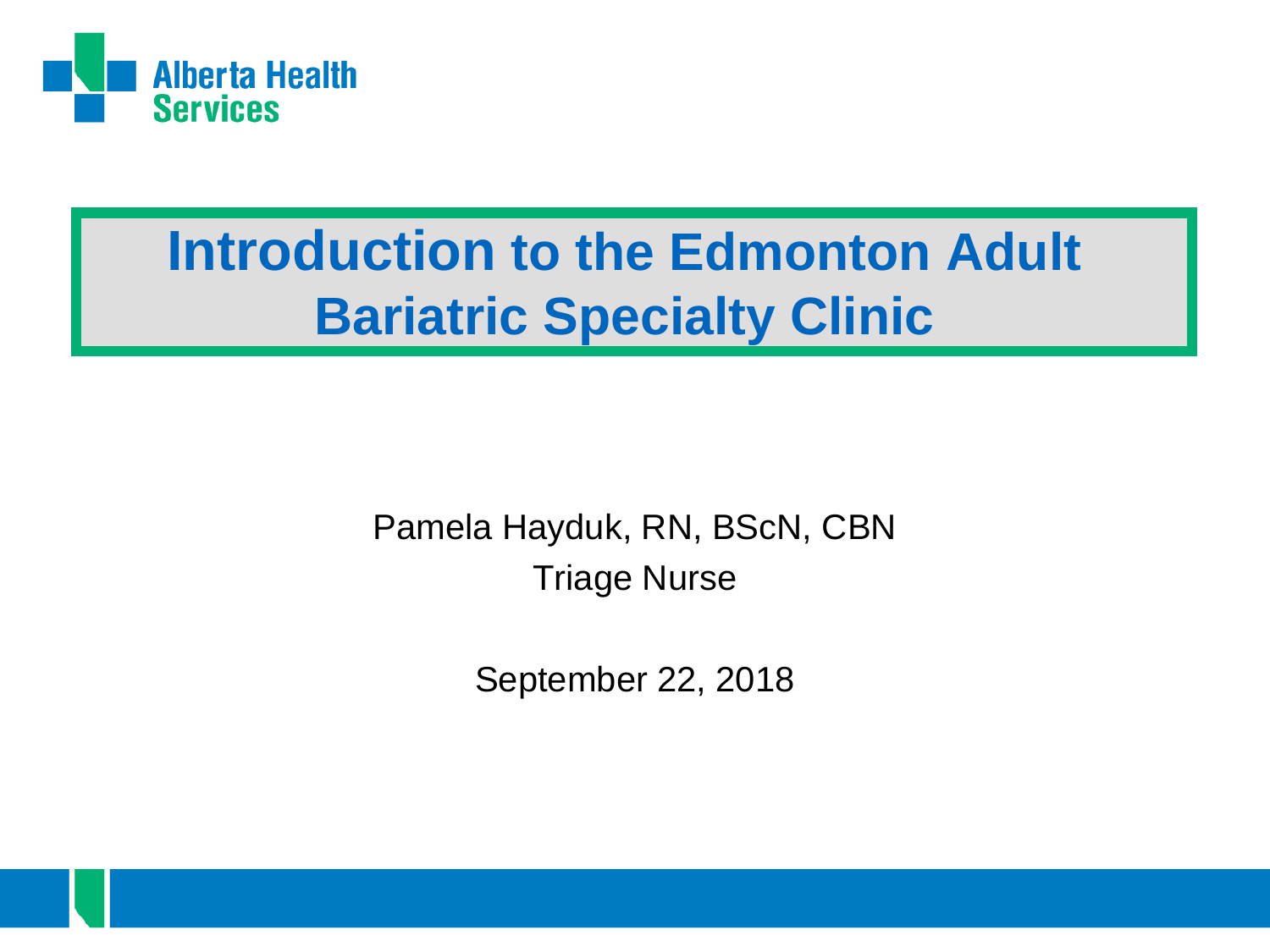Alberta Health Services

# Introduction to the Edmonton Adult Bariatric Specialty Clinic

Pamela Hayduk, RN, BScN, CBN

Triage Nurse

September 22, 2018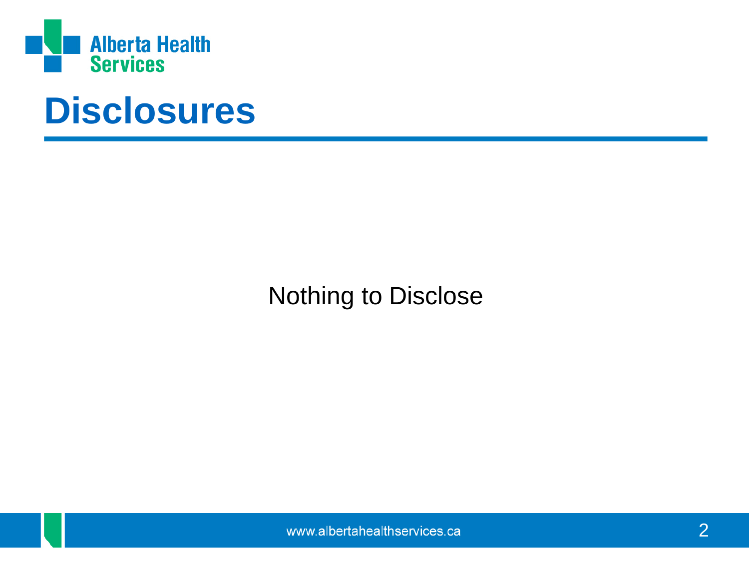# Disclosures

Nothing to Disclose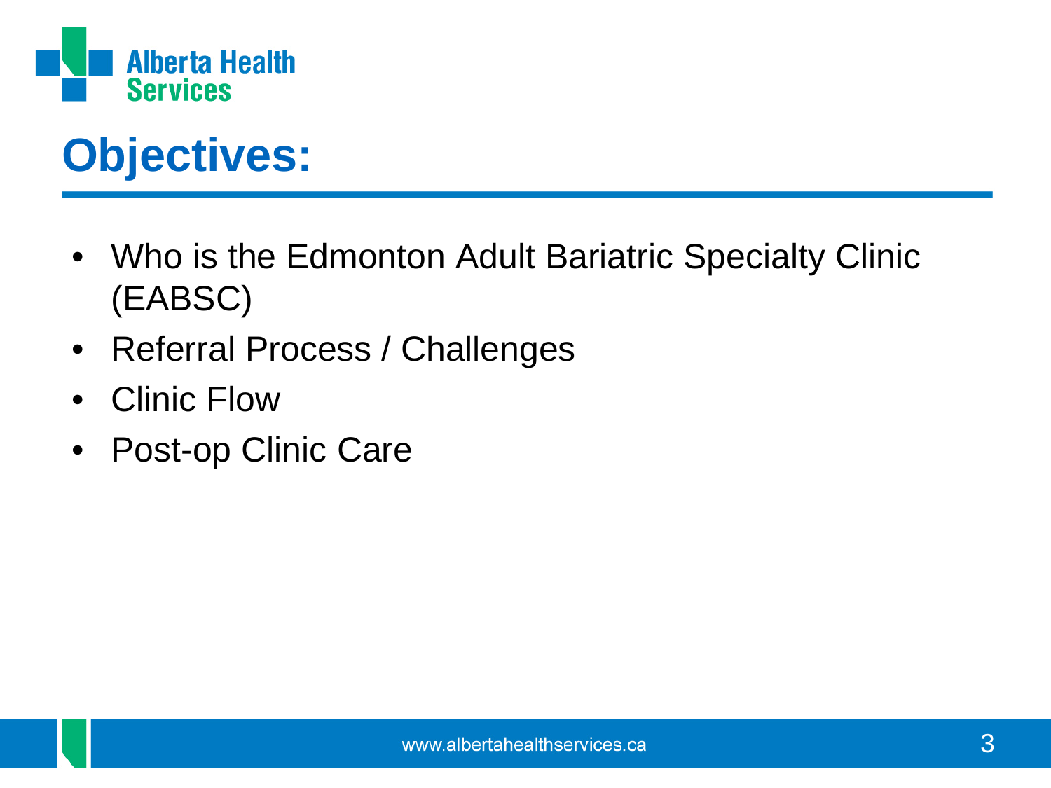# Objectives:

- Who is the Edmonton Adult Bariatric Specialty Clinic (EABSC)
- Referral Process / Challenges
- Clinic Flow
- Post-op Clinic Care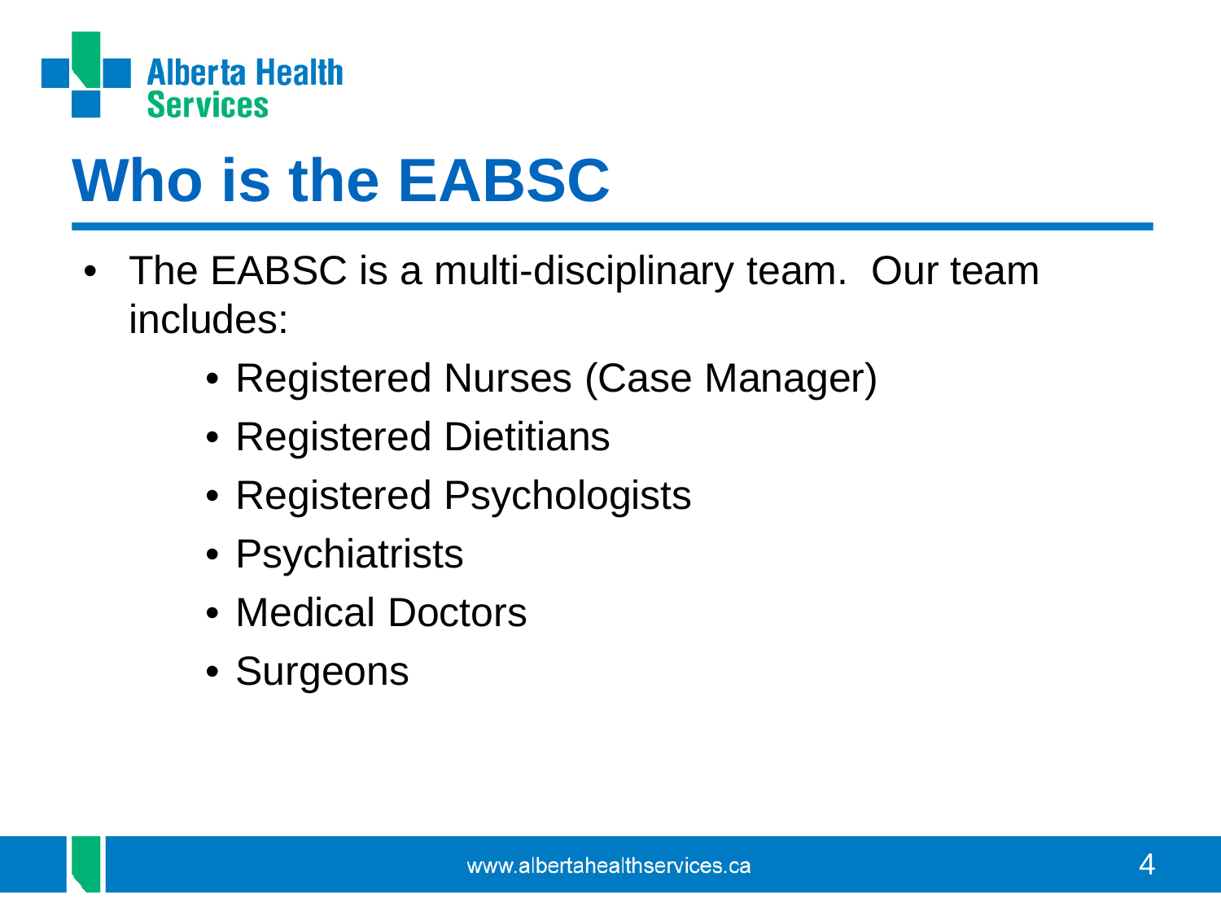# Who is the EABSC

- The EABSC is a multi-disciplinary team. Our team includes:
  - Registered Nurses (Case Manager)
  - Registered Dietitians
  - Registered Psychologists
  - Psychiatrists
  - Medical Doctors
  - Surgeons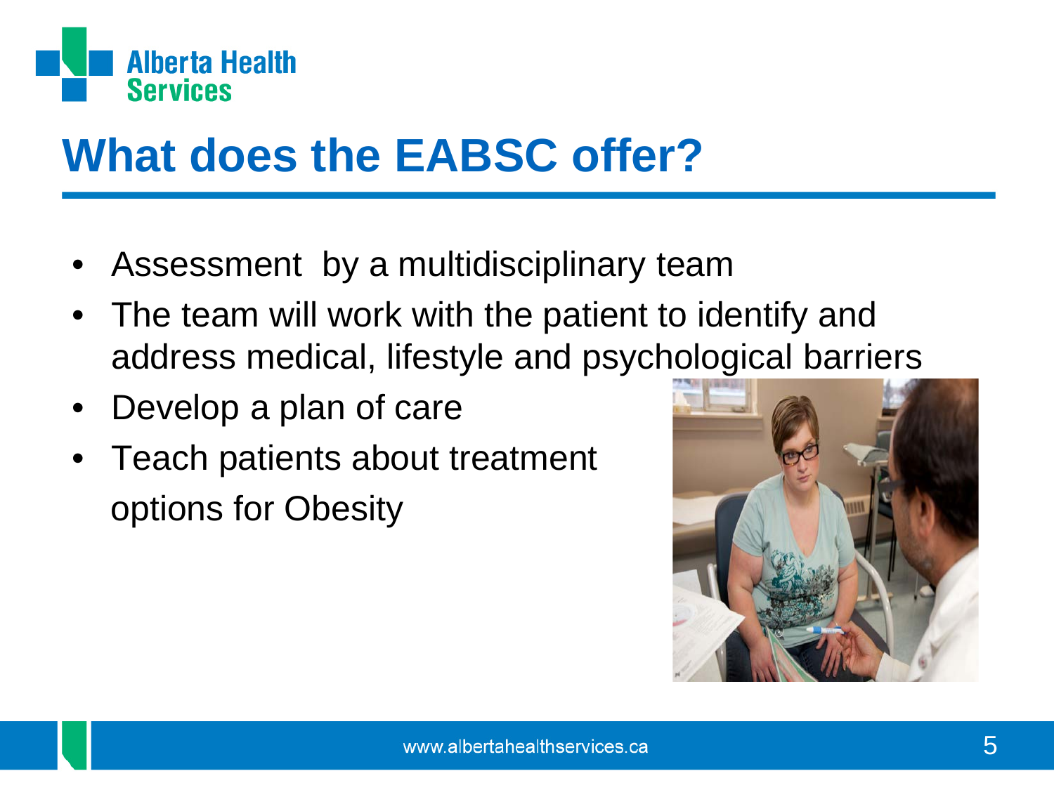# What does the EABSC offer?

- Assessment by a multidisciplinary team
- The team will work with the patient to identify and address medical, lifestyle and psychological barriers
- Develop a plan of care
- Teach patients about treatment options for Obesity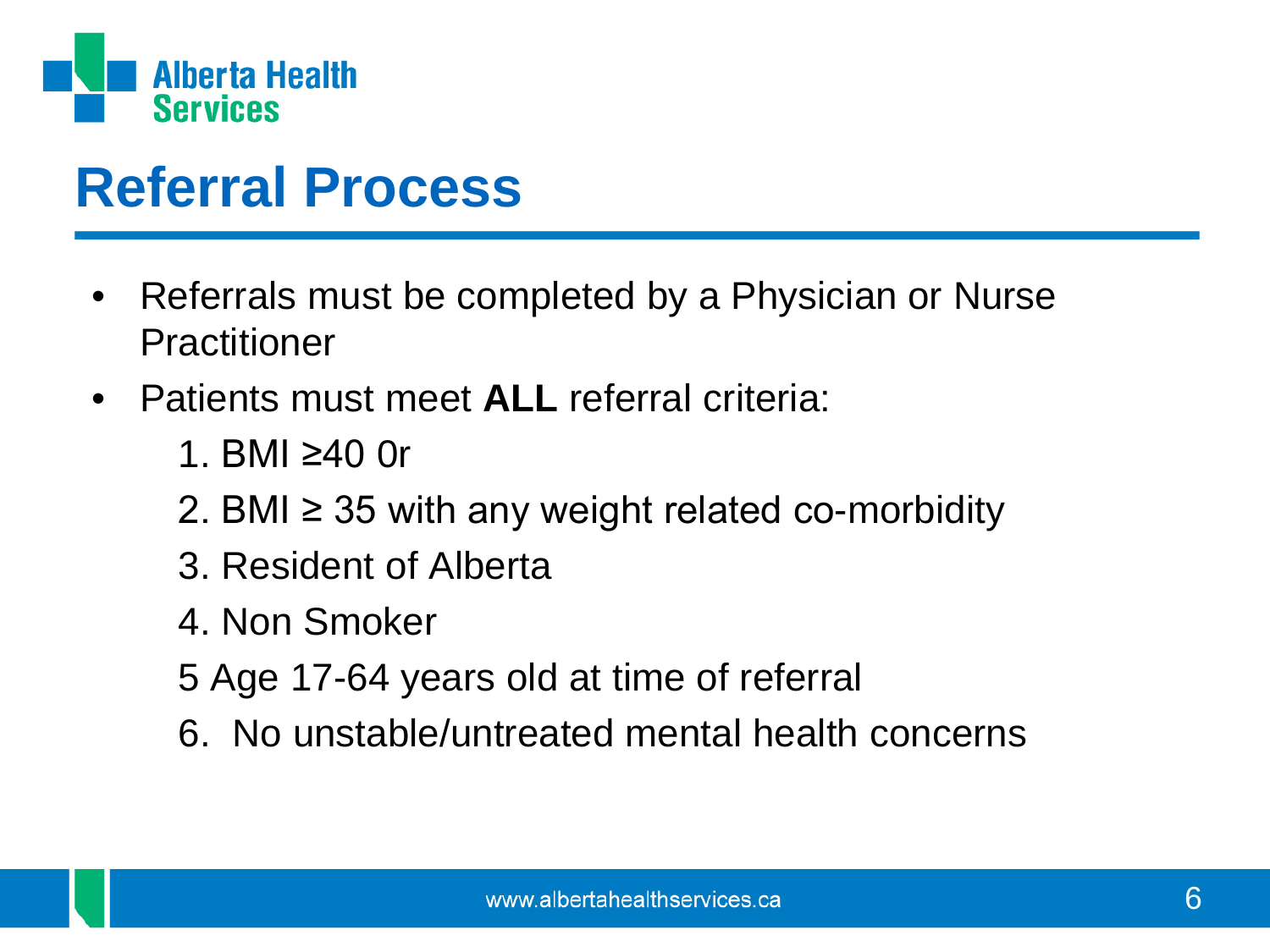# Referral Process

- Referrals must be completed by a Physician or Nurse Practitioner
- Patients must meet **ALL** referral criteria:
  1. BMI ≥40 0r
  2. BMI ≥ 35 with any weight related co-morbidity
  3. Resident of Alberta
  4. Non Smoker
  5 Age 17-64 years old at time of referral
  6. No unstable/untreated mental health concerns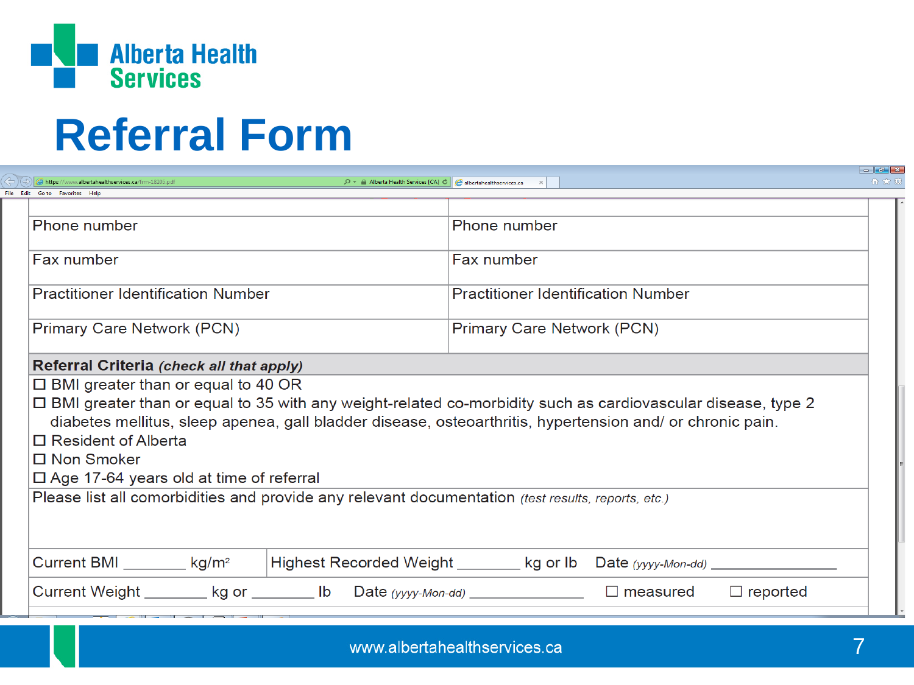# Referral Form

| Phone number | Phone number |
|---|---|
| Fax number | Fax number |
| Practitioner Identification Number | Practitioner Identification Number |
| Primary Care Network (PCN) | Primary Care Network (PCN) |

**Referral Criteria** ***(check all that apply)***

- ☐ BMI greater than or equal to 40 OR
- ☐ BMI greater than or equal to 35 with any weight-related co-morbidity such as cardiovascular disease, type 2 diabetes mellitus, sleep apenea, gall bladder disease, osteoarthritis, hypertension and/ or chronic pain.
- ☐ Resident of Alberta
- ☐ Non Smoker
- ☐ Age 17-64 years old at time of referral

Please list all comorbidities and provide any relevant documentation *(test results, reports, etc.)*

Current BMI ________ kg/m² | Highest Recorded Weight ________ kg or lb Date *(yyyy-Mon-dd)* ____________

Current Weight ________ kg or ________ lb Date *(yyyy-Mon-dd)* ____________ ☐ measured ☐ reported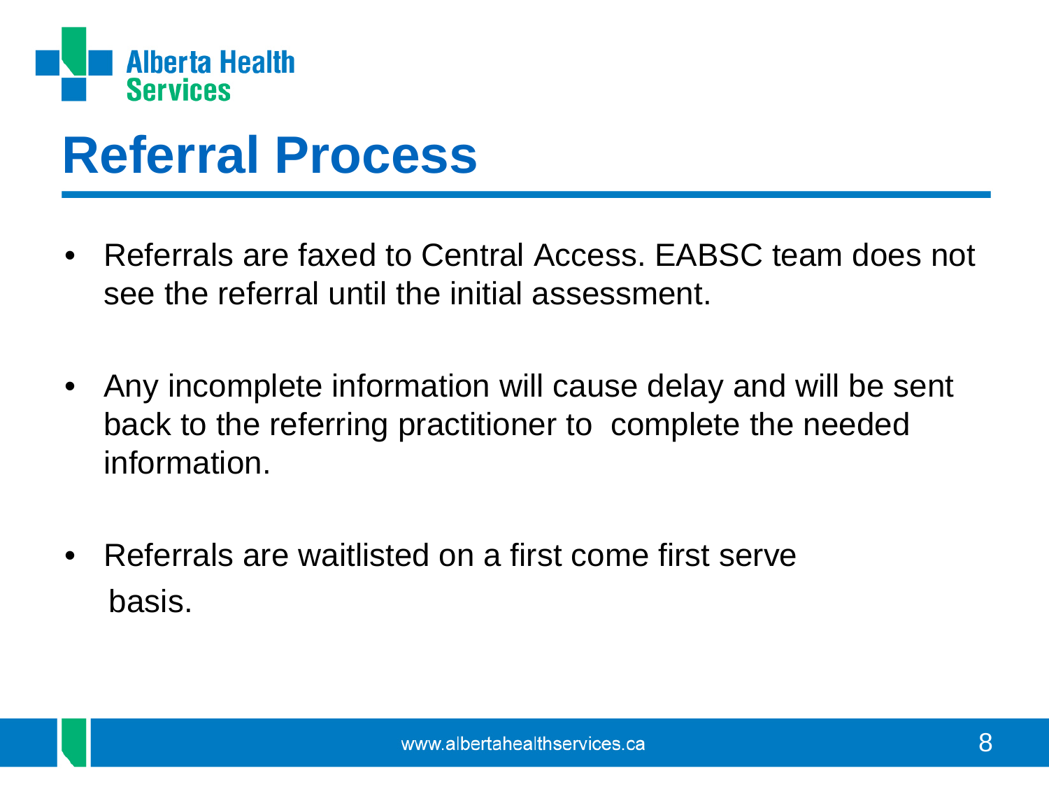# Referral Process

- Referrals are faxed to Central Access. EABSC team does not see the referral until the initial assessment.
- Any incomplete information will cause delay and will be sent back to the referring practitioner to complete the needed information.
- Referrals are waitlisted on a first come first serve basis.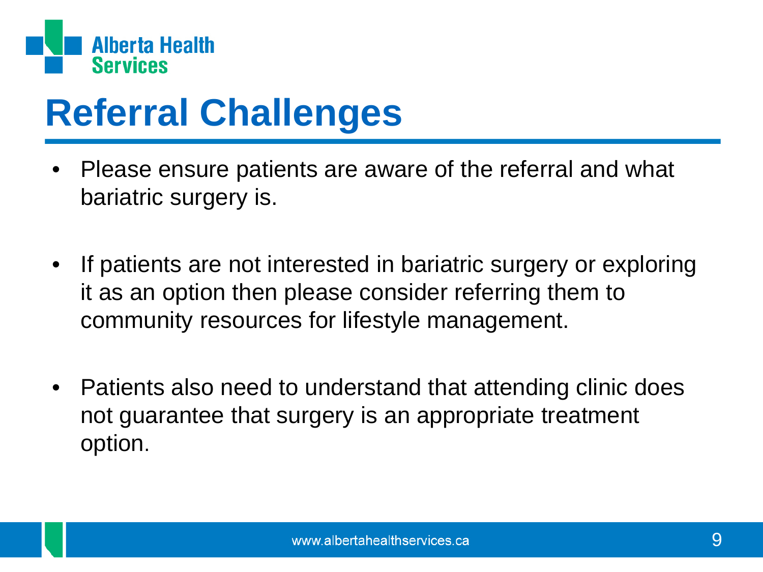# Referral Challenges

- Please ensure patients are aware of the referral and what bariatric surgery is.
- If patients are not interested in bariatric surgery or exploring it as an option then please consider referring them to community resources for lifestyle management.
- Patients also need to understand that attending clinic does not guarantee that surgery is an appropriate treatment option.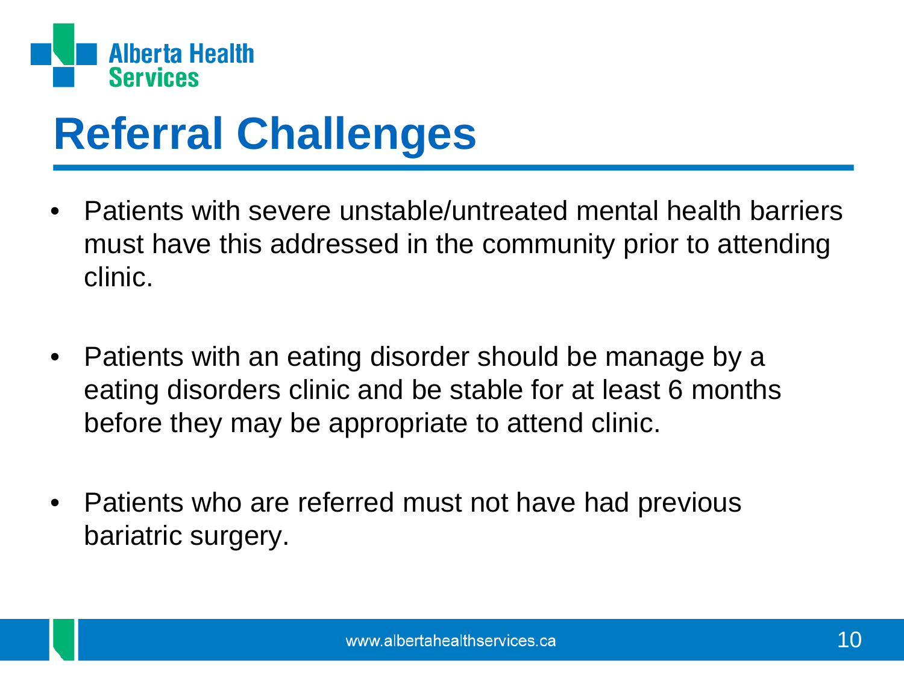# Referral Challenges

- Patients with severe unstable/untreated mental health barriers must have this addressed in the community prior to attending clinic.

- Patients with an eating disorder should be manage by a eating disorders clinic and be stable for at least 6 months before they may be appropriate to attend clinic.

- Patients who are referred must not have had previous bariatric surgery.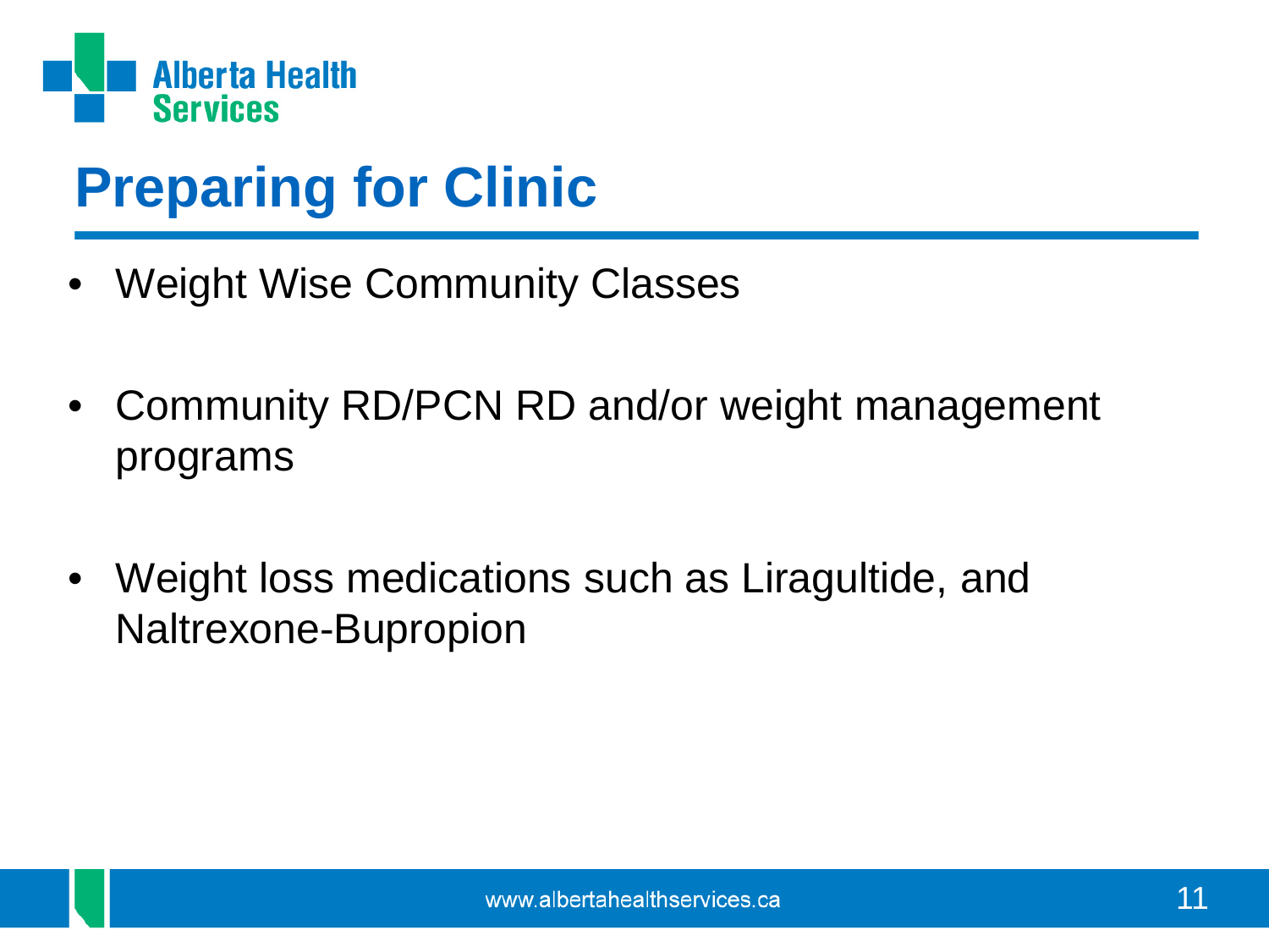# Preparing for Clinic

- Weight Wise Community Classes
- Community RD/PCN RD and/or weight management programs
- Weight loss medications such as Liragultide, and Naltrexone-Bupropion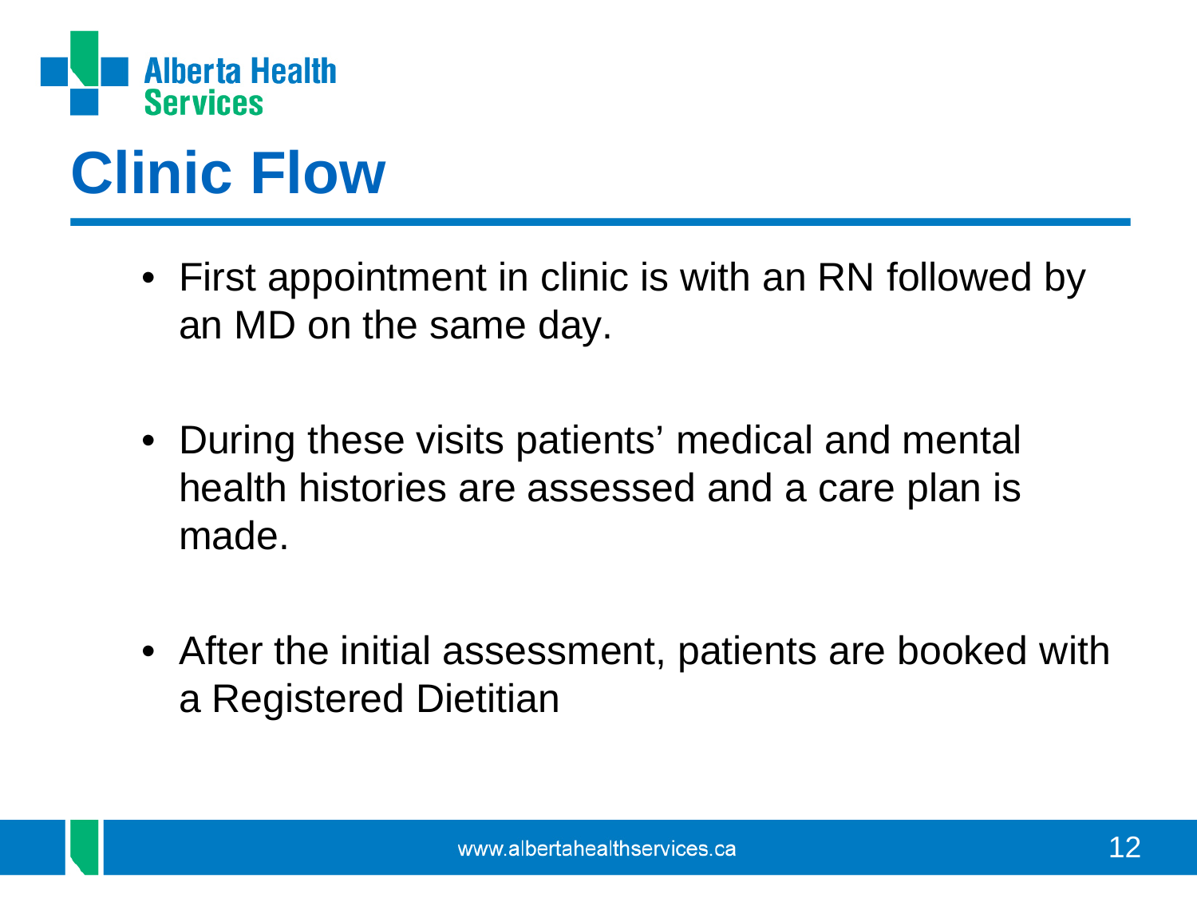# Clinic Flow

- First appointment in clinic is with an RN followed by an MD on the same day.
- During these visits patients' medical and mental health histories are assessed and a care plan is made.
- After the initial assessment, patients are booked with a Registered Dietitian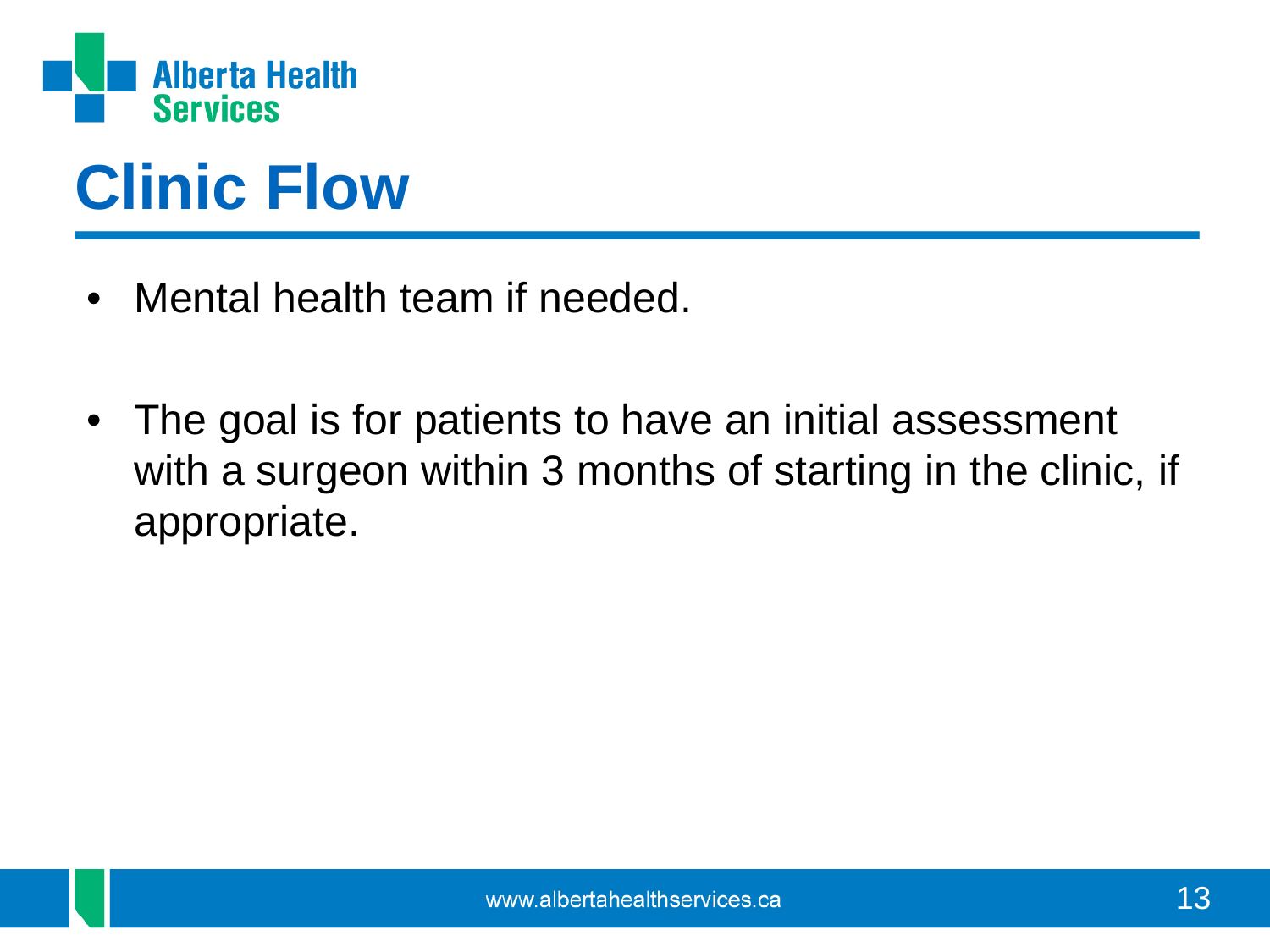# Clinic Flow

- Mental health team if needed.

- The goal is for patients to have an initial assessment with a surgeon within 3 months of starting in the clinic, if appropriate.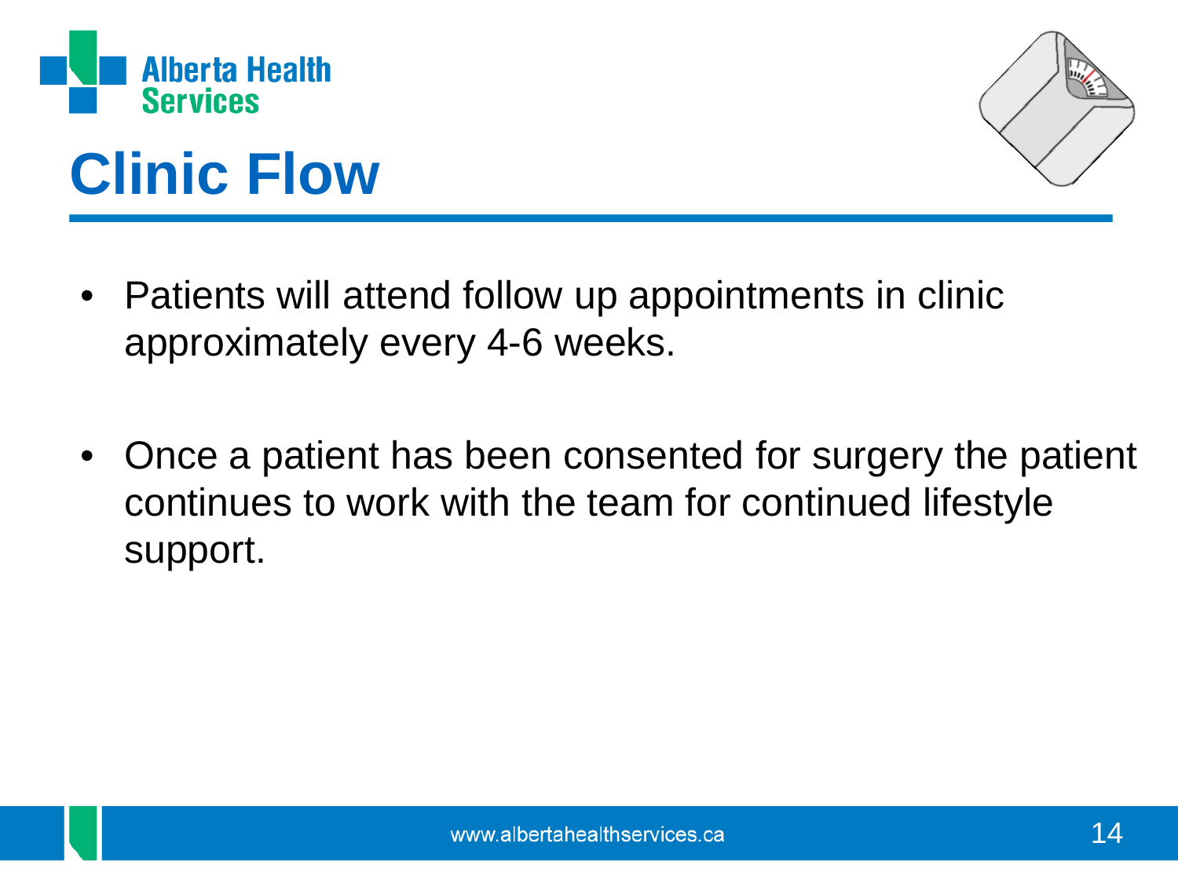# Clinic Flow

- Patients will attend follow up appointments in clinic approximately every 4-6 weeks.

- Once a patient has been consented for surgery the patient continues to work with the team for continued lifestyle support.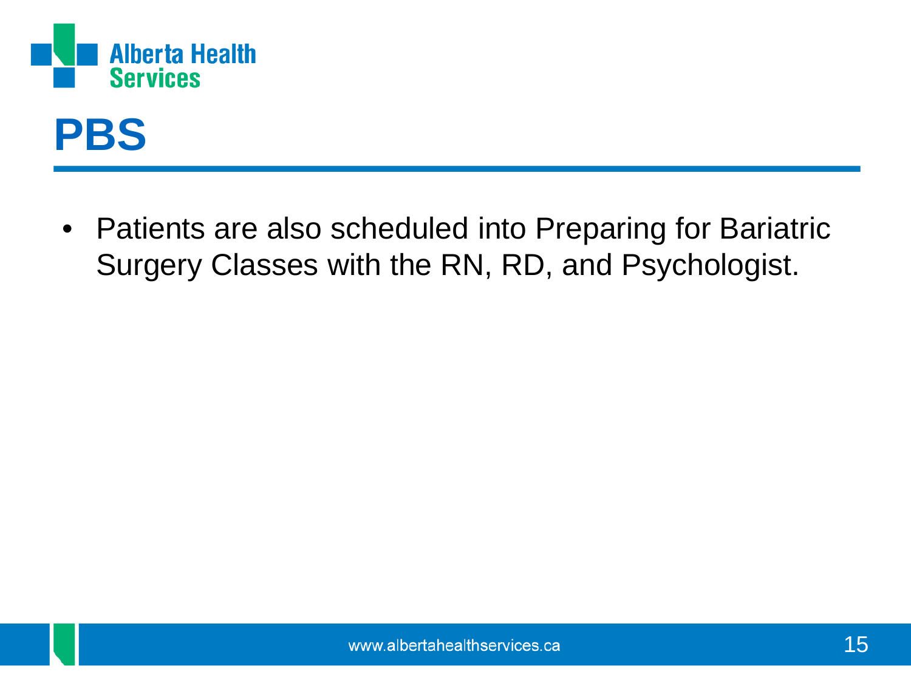# PBS

- Patients are also scheduled into Preparing for Bariatric Surgery Classes with the RN, RD, and Psychologist.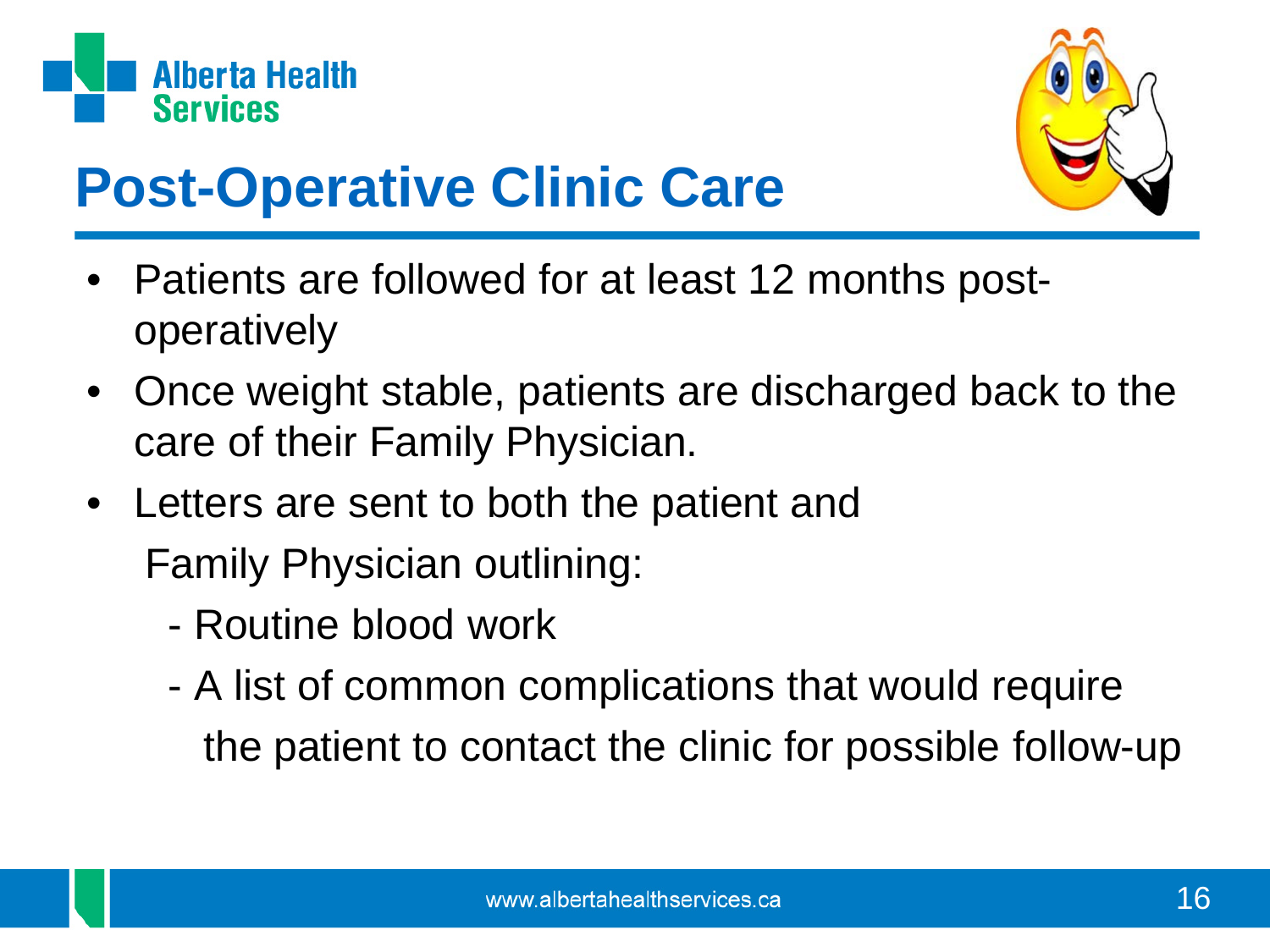# Post-Operative Clinic Care

- Patients are followed for at least 12 months post-operatively
- Once weight stable, patients are discharged back to the care of their Family Physician.
- Letters are sent to both the patient and Family Physician outlining:
  - Routine blood work
  - A list of common complications that would require the patient to contact the clinic for possible follow-up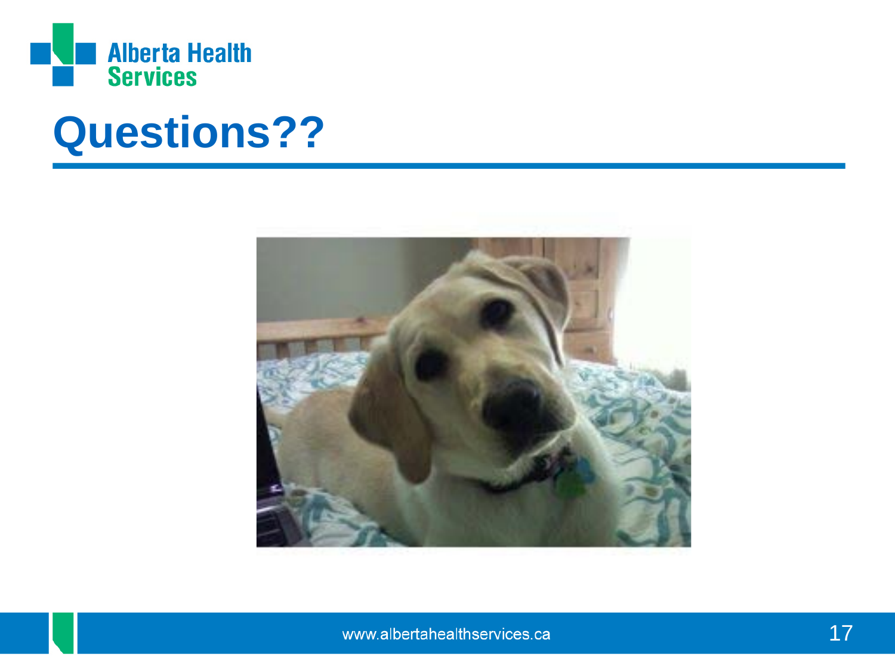# Questions??